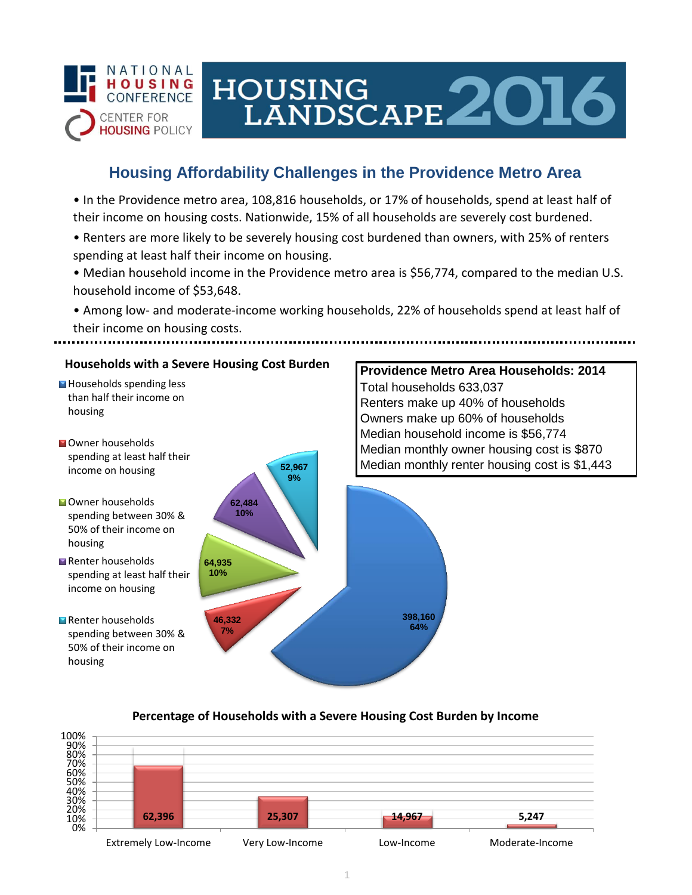NATIONAL HOUSING CONFERENCE

CENTER FOR HOUSING POLICY

# HOUSING LANDSCAPE 2016

## Housing Affordability Challenges in the Providence Metro Area

- In the Providence metro area, 108,816 households, or 17% of households, spend at least half of their income on housing costs. Nationwide, 15% of all households are severely cost burdened.
- Renters are more likely to be severely housing cost burdened than owners, with 25% of renters spending at least half their income on housing.
- Median household income in the Providence metro area is $56,774, compared to the median U.S. household income of $53,648.
- Among low- and moderate-income working households, 22% of households spend at least half of their income on housing costs.

### Households with a Severe Housing Cost Burden

Households spending less than half their income on housing

Owner households spending at least half their income on housing

Owner households spending between 30% & 50% of their income on housing

Renter households spending at least half their income on housing

Renter households spending between 30% & 50% of their income on housing

52,967
9%

62,484
10%

64,935
10%

46,332
7%

398,160
64%

**Providence Metro Area Households: 2014**

Total households 633,037
Renters make up 40% of households
Owners make up 60% of households
Median household income is $56,774
Median monthly owner housing cost is $870
Median monthly renter housing cost is $1,443

### Percentage of Households with a Severe Housing Cost Burden by Income

100%
90%
80%
70%
60%
50%
40%
30%
20%
10%
0%

62,396
25,307
14,967
5,247

Extremely Low-Income
Very Low-Income
Low-Income
Moderate-Income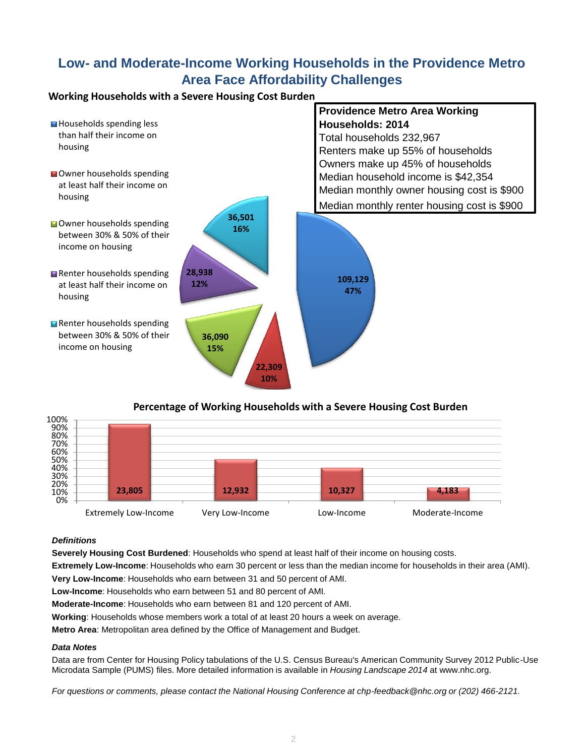# Low- and Moderate-Income Working Households in the Providence Metro Area Face Affordability Challenges

## Working Households with a Severe Housing Cost Burden

Households spending less than half their income on housing

Owner households spending at least half their income on housing

Owner households spending between 30% & 50% of their income on housing

Renter households spending at least half their income on housing

Renter households spending between 30% & 50% of their income on housing

36,501
16%

28,938
12%

36,090
15%

22,309
10%

109,129
47%

**Providence Metro Area Working Households: 2014**
Total households 232,967
Renters make up 55% of households
Owners make up 45% of households
Median household income is $42,354
Median monthly owner housing cost is $900
Median monthly renter housing cost is $900

### Percentage of Working Households with a Severe Housing Cost Burden

100%
90%
80%
70%
60%
50%
40%
30%
20%
10%
0%

23,805
12,932
10,327
4,183

Extremely Low-Income
Very Low-Income
Low-Income
Moderate-Income

***Definitions***

**Severely Housing Cost Burdened**: Households who spend at least half of their income on housing costs.

**Extremely Low-Income**: Households who earn 30 percent or less than the median income for households in their area (AMI).

**Very Low-Income**: Households who earn between 31 and 50 percent of AMI.

**Low-Income**: Households who earn between 51 and 80 percent of AMI.

**Moderate-Income**: Households who earn between 81 and 120 percent of AMI.

**Working**: Households whose members work a total of at least 20 hours a week on average.

**Metro Area**: Metropolitan area defined by the Office of Management and Budget.

***Data Notes***

Data are from Center for Housing Policy tabulations of the U.S. Census Bureau's American Community Survey 2012 Public-Use Microdata Sample (PUMS) files. More detailed information is available in *Housing Landscape 2014* at www.nhc.org.

*For questions or comments, please contact the National Housing Conference at chp-feedback@nhc.org or (202) 466-2121.*